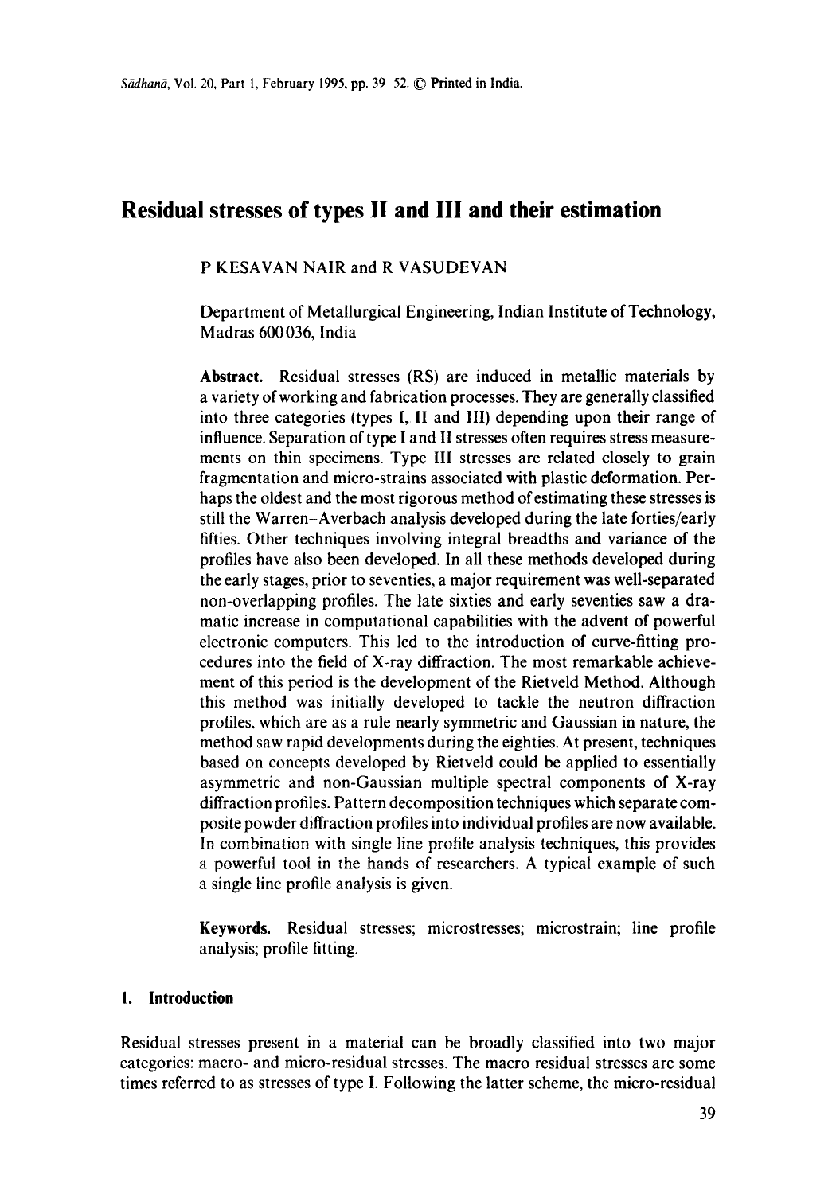# Residual stresses of types II and III and their estimation

P KESAVAN NAIR and R VASUDEVAN

Department of Metallurgical Engineering, Indian Institute of Technology, Madras 600036, India

**Abstract.** Residual stresses (RS) are induced in metallic materials by a variety of working and fabrication processes. They are generally classified into three categories (types I, II and III) depending upon their range of influence. Separation of type I and II stresses often requires stress measurements on thin specimens. Type III stresses are related closely to grain fragmentation and micro-strains associated with plastic deformation. Perhaps the oldest and the most rigorous method of estimating these stresses is still the Warren–Averbach analysis developed during the late forties/early fifties. Other techniques involving integral breadths and variance of the profiles have also been developed. In all these methods developed during the early stages, prior to seventies, a major requirement was well-separated non-overlapping profiles. The late sixties and early seventies saw a dramatic increase in computational capabilities with the advent of powerful electronic computers. This led to the introduction of curve-fitting procedures into the field of X-ray diffraction. The most remarkable achievement of this period is the development of the Rietveld Method. Although this method was initially developed to tackle the neutron diffraction profiles, which are as a rule nearly symmetric and Gaussian in nature, the method saw rapid developments during the eighties. At present, techniques based on concepts developed by Rietveld could be applied to essentially asymmetric and non-Gaussian multiple spectral components of X-ray diffraction profiles. Pattern decomposition techniques which separate composite powder diffraction profiles into individual profiles are now available. In combination with single line profile analysis techniques, this provides a powerful tool in the hands of researchers. A typical example of such a single line profile analysis is given.

**Keywords.** Residual stresses; microstresses; microstrain; line profile analysis; profile fitting.

## 1. Introduction

Residual stresses present in a material can be broadly classified into two major categories: macro- and micro-residual stresses. The macro residual stresses are some times referred to as stresses of type I. Following the latter scheme, the micro-residual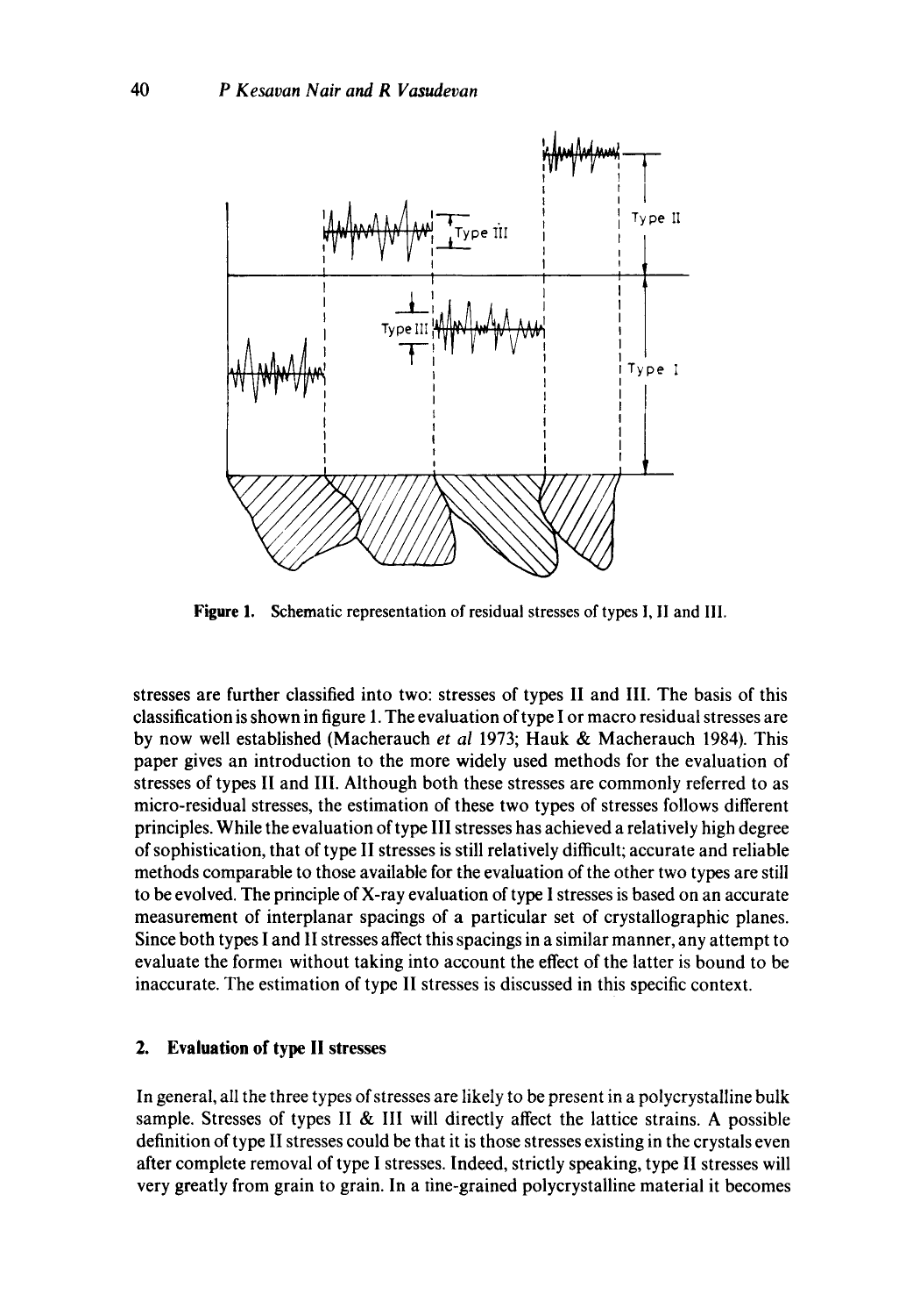Figure 1. Schematic representation of residual stresses of types I, II and III.

stresses are further classified into two: stresses of types II and III. The basis of this classification is shown in figure 1. The evaluation of type I or macro residual stresses are by now well established (Macherauch *et al* 1973; Hauk & Macherauch 1984). This paper gives an introduction to the more widely used methods for the evaluation of stresses of types II and III. Although both these stresses are commonly referred to as micro-residual stresses, the estimation of these two types of stresses follows different principles. While the evaluation of type III stresses has achieved a relatively high degree of sophistication, that of type II stresses is still relatively difficult; accurate and reliable methods comparable to those available for the evaluation of the other two types are still to be evolved. The principle of X-ray evaluation of type I stresses is based on an accurate measurement of interplanar spacings of a particular set of crystallographic planes. Since both types I and II stresses affect this spacings in a similar manner, any attempt to evaluate the formeı without taking into account the effect of the latter is bound to be inaccurate. The estimation of type II stresses is discussed in this specific context.

## 2. Evaluation of type II stresses

In general, all the three types of stresses are likely to be present in a polycrystalline bulk sample. Stresses of types II & III will directly affect the lattice strains. A possible definition of type II stresses could be that it is those stresses existing in the crystals even after complete removal of type I stresses. Indeed, strictly speaking, type II stresses will very greatly from grain to grain. In a tine-grained polycrystalline material it becomes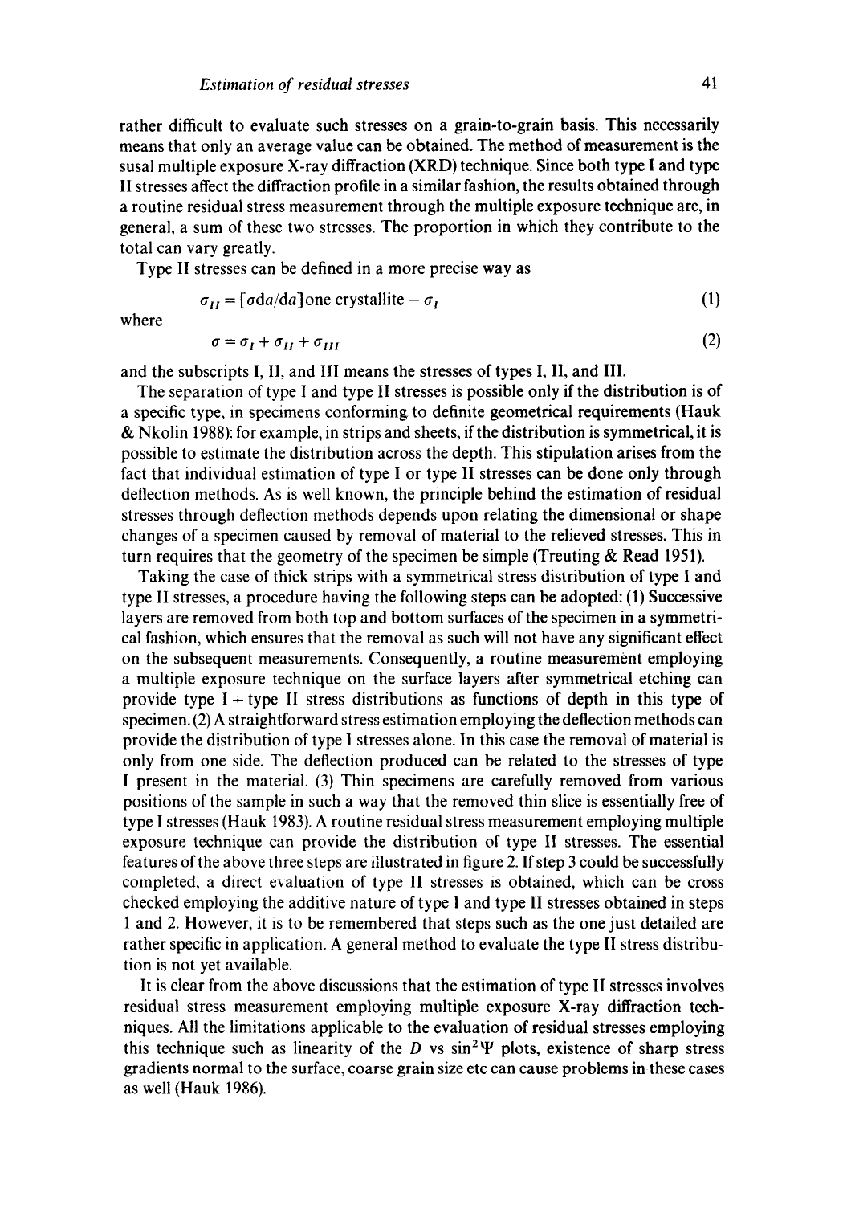rather difficult to evaluate such stresses on a grain-to-grain basis. This necessarily means that only an average value can be obtained. The method of measurement is the susal multiple exposure X-ray diffraction (XRD) technique. Since both type I and type II stresses affect the diffraction profile in a similar fashion, the results obtained through a routine residual stress measurement through the multiple exposure technique are, in general, a sum of these two stresses. The proportion in which they contribute to the total can vary greatly.

Type II stresses can be defined in a more precise way as

$$\sigma_{II} = [\sigma \mathrm{d}a/\mathrm{d}a]\text{one crystallite} - \sigma_{I} \tag{1}$$

where

$$\sigma = \sigma_{I} + \sigma_{II} + \sigma_{III} \tag{2}$$

and the subscripts I, II, and III means the stresses of types I, II, and III.

The separation of type I and type II stresses is possible only if the distribution is of a specific type, in specimens conforming to definite geometrical requirements (Hauk & Nkolin 1988): for example, in strips and sheets, if the distribution is symmetrical, it is possible to estimate the distribution across the depth. This stipulation arises from the fact that individual estimation of type I or type II stresses can be done only through deflection methods. As is well known, the principle behind the estimation of residual stresses through deflection methods depends upon relating the dimensional or shape changes of a specimen caused by removal of material to the relieved stresses. This in turn requires that the geometry of the specimen be simple (Treuting & Read 1951).

Taking the case of thick strips with a symmetrical stress distribution of type I and type II stresses, a procedure having the following steps can be adopted: (1) Successive layers are removed from both top and bottom surfaces of the specimen in a symmetrical fashion, which ensures that the removal as such will not have any significant effect on the subsequent measurements. Consequently, a routine measurement employing a multiple exposure technique on the surface layers after symmetrical etching can provide type I + type II stress distributions as functions of depth in this type of specimen. (2) A straightforward stress estimation employing the deflection methods can provide the distribution of type I stresses alone. In this case the removal of material is only from one side. The deflection produced can be related to the stresses of type I present in the material. (3) Thin specimens are carefully removed from various positions of the sample in such a way that the removed thin slice is essentially free of type I stresses (Hauk 1983). A routine residual stress measurement employing multiple exposure technique can provide the distribution of type II stresses. The essential features of the above three steps are illustrated in figure 2. If step 3 could be successfully completed, a direct evaluation of type II stresses is obtained, which can be cross checked employing the additive nature of type I and type II stresses obtained in steps 1 and 2. However, it is to be remembered that steps such as the one just detailed are rather specific in application. A general method to evaluate the type II stress distribution is not yet available.

It is clear from the above discussions that the estimation of type II stresses involves residual stress measurement employing multiple exposure X-ray diffraction techniques. All the limitations applicable to the evaluation of residual stresses employing this technique such as linearity of the $D$ vs $\sin^2\Psi$ plots, existence of sharp stress gradients normal to the surface, coarse grain size etc can cause problems in these cases as well (Hauk 1986).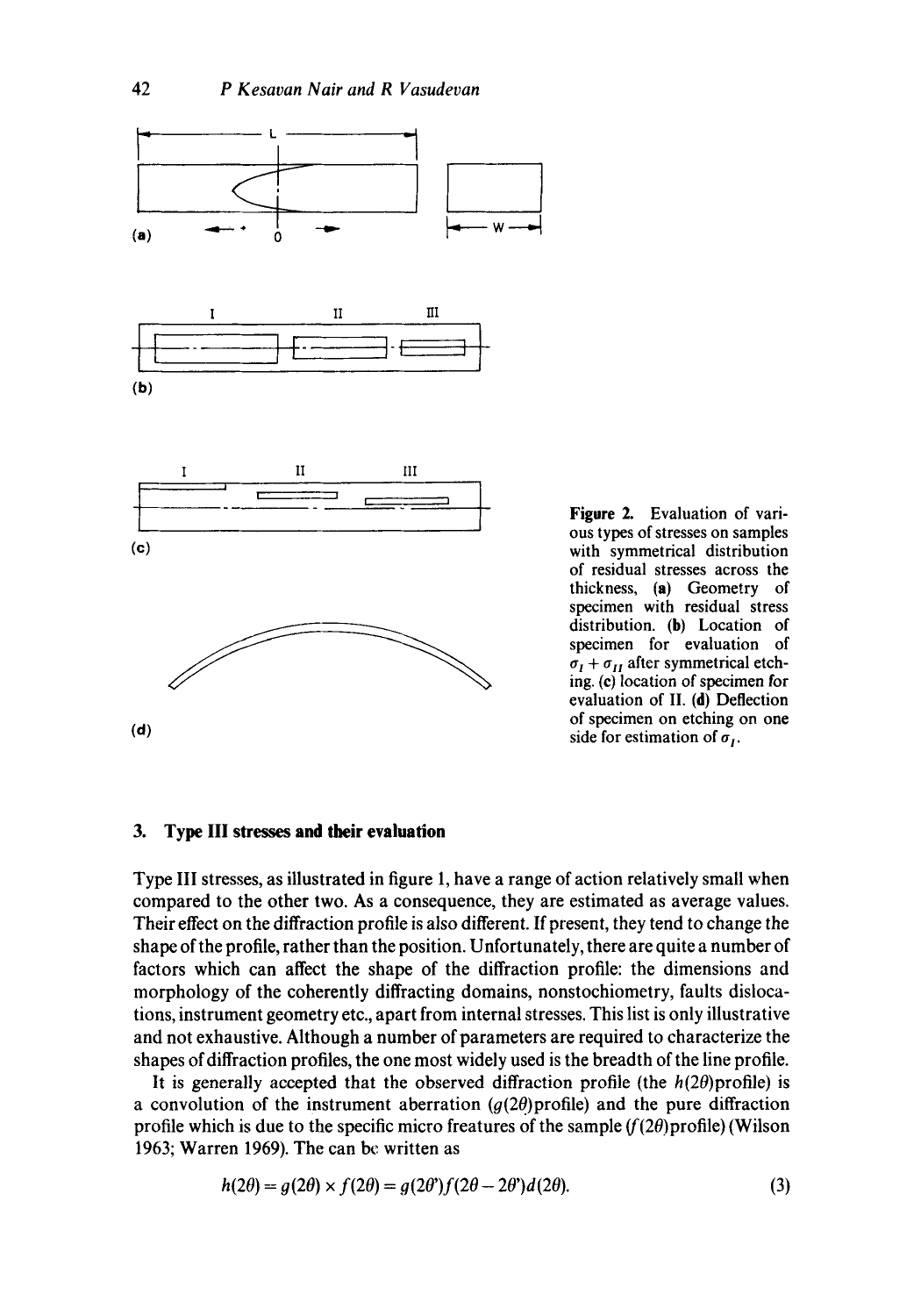Figure 2. Evaluation of various types of stresses on samples with symmetrical distribution of residual stresses across the thickness, (a) Geometry of specimen with residual stress distribution. (b) Location of specimen for evaluation of $\sigma_I + \sigma_{II}$ after symmetrical etching. (c) location of specimen for evaluation of II. (d) Deflection of specimen on etching on one side for estimation of $\sigma_I$.

## 3. Type III stresses and their evaluation

Type III stresses, as illustrated in figure 1, have a range of action relatively small when compared to the other two. As a consequence, they are estimated as average values. Their effect on the diffraction profile is also different. If present, they tend to change the shape of the profile, rather than the position. Unfortunately, there are quite a number of factors which can affect the shape of the diffraction profile: the dimensions and morphology of the coherently diffracting domains, nonstochiometry, faults dislocations, instrument geometry etc., apart from internal stresses. This list is only illustrative and not exhaustive. Although a number of parameters are required to characterize the shapes of diffraction profiles, the one most widely used is the breadth of the line profile.

It is generally accepted that the observed diffraction profile (the $h(2\theta)$profile) is a convolution of the instrument aberration ($g(2\theta)$profile) and the pure diffraction profile which is due to the specific micro freatures of the sample ($f(2\theta)$profile) (Wilson 1963; Warren 1969). The can be written as

$$h(2\theta) = g(2\theta) \times f(2\theta) = g(2\theta')f(2\theta - 2\theta')d(2\theta). \tag{3}$$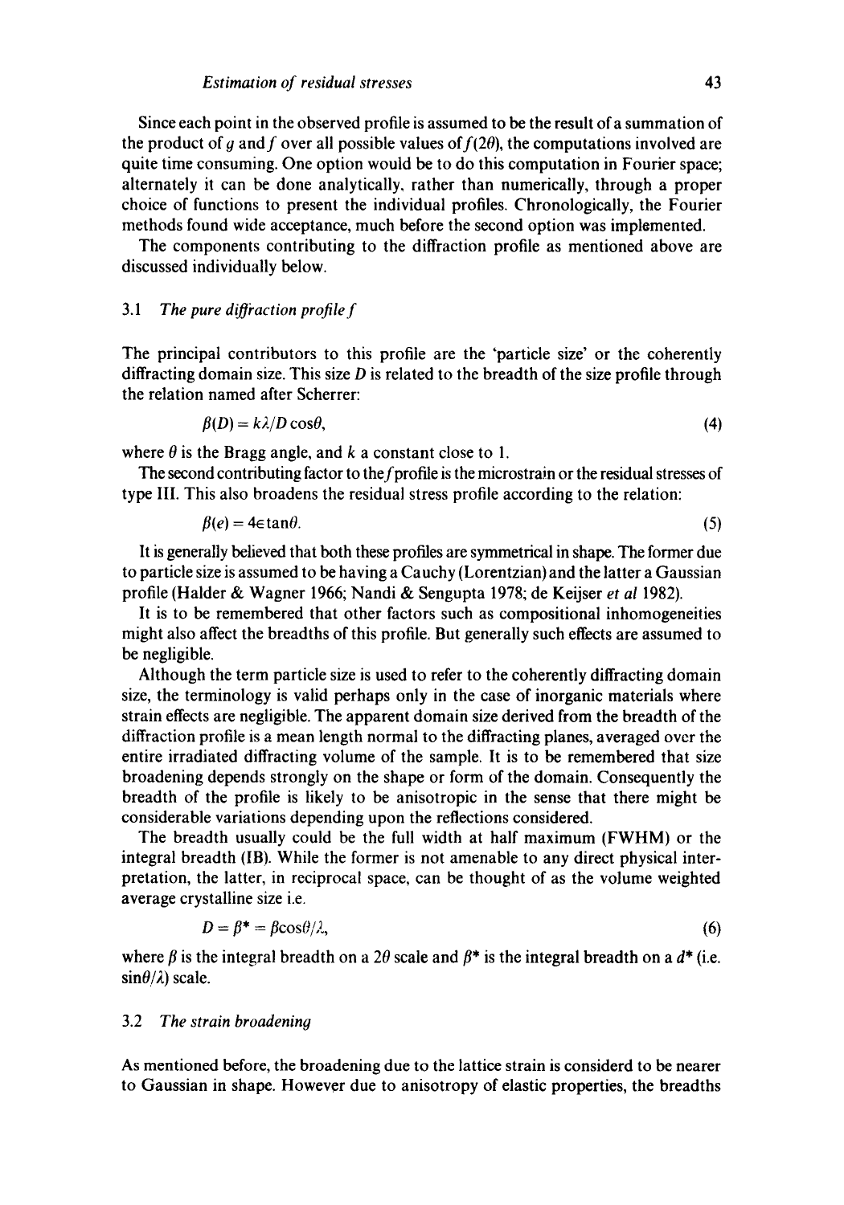Since each point in the observed profile is assumed to be the result of a summation of the product of $g$ and $f$ over all possible values of $f(2\theta)$, the computations involved are quite time consuming. One option would be to do this computation in Fourier space; alternately it can be done analytically, rather than numerically, through a proper choice of functions to present the individual profiles. Chronologically, the Fourier methods found wide acceptance, much before the second option was implemented.

The components contributing to the diffraction profile as mentioned above are discussed individually below.

### 3.1 *The pure diffraction profile f*

The principal contributors to this profile are the 'particle size' or the coherently diffracting domain size. This size $D$ is related to the breadth of the size profile through the relation named after Scherrer:

$$\beta(D) = k\lambda/D\cos\theta, \tag{4}$$

where $\theta$ is the Bragg angle, and $k$ a constant close to 1.

The second contributing factor to the $f$ profile is the microstrain or the residual stresses of type III. This also broadens the residual stress profile according to the relation:

$$\beta(e) = 4\epsilon\tan\theta. \tag{5}$$

It is generally believed that both these profiles are symmetrical in shape. The former due to particle size is assumed to be having a Cauchy (Lorentzian) and the latter a Gaussian profile (Halder & Wagner 1966; Nandi & Sengupta 1978; de Keijser *et al* 1982).

It is to be remembered that other factors such as compositional inhomogeneities might also affect the breadths of this profile. But generally such effects are assumed to be negligible.

Although the term particle size is used to refer to the coherently diffracting domain size, the terminology is valid perhaps only in the case of inorganic materials where strain effects are negligible. The apparent domain size derived from the breadth of the diffraction profile is a mean length normal to the diffracting planes, averaged over the entire irradiated diffracting volume of the sample. It is to be remembered that size broadening depends strongly on the shape or form of the domain. Consequently the breadth of the profile is likely to be anisotropic in the sense that there might be considerable variations depending upon the reflections considered.

The breadth usually could be the full width at half maximum (FWHM) or the integral breadth (IB). While the former is not amenable to any direct physical interpretation, the latter, in reciprocal space, can be thought of as the volume weighted average crystalline size i.e.

$$D = \beta^* = \beta\cos\theta/\lambda, \tag{6}$$

where $\beta$ is the integral breadth on a $2\theta$ scale and $\beta^*$ is the integral breadth on a $d^*$ (i.e. $\sin\theta/\lambda$) scale.

### 3.2 *The strain broadening*

As mentioned before, the broadening due to the lattice strain is considerd to be nearer to Gaussian in shape. However due to anisotropy of elastic properties, the breadths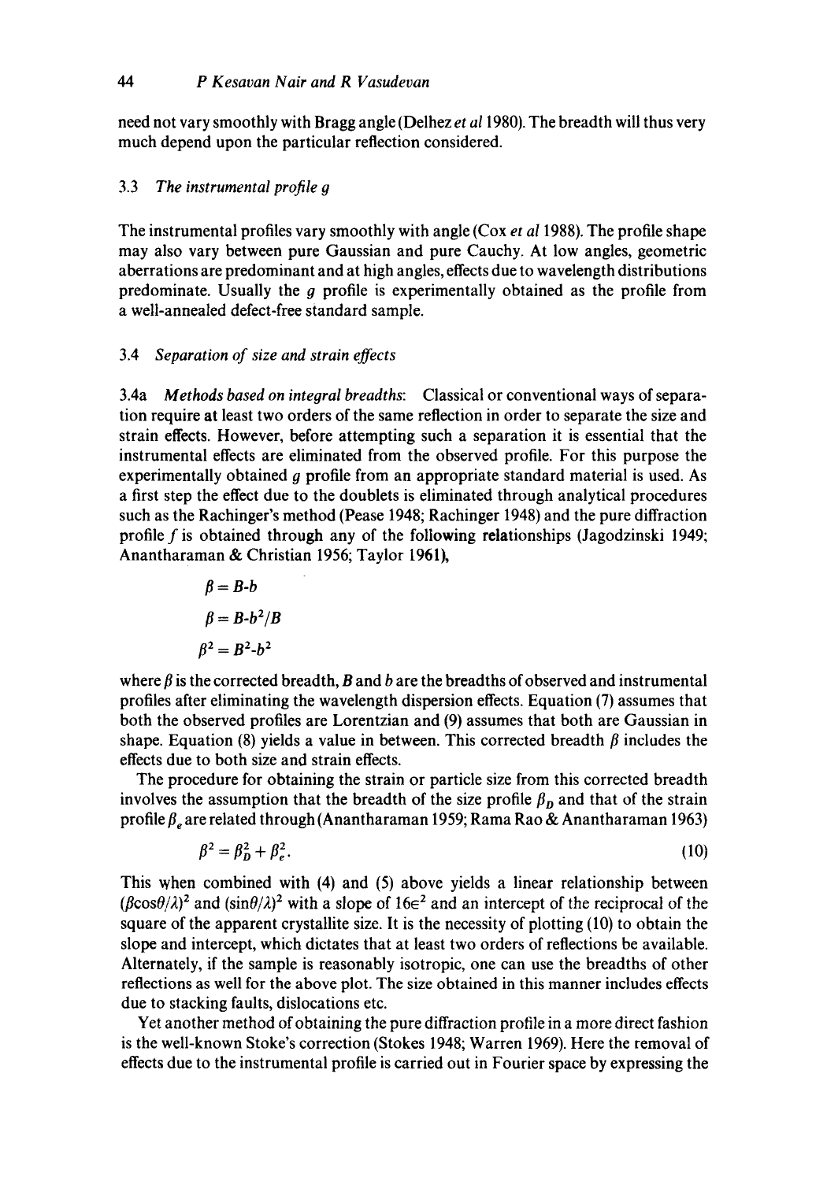need not vary smoothly with Bragg angle (Delhez *et al* 1980). The breadth will thus very much depend upon the particular reflection considered.

### 3.3 *The instrumental profile g*

The instrumental profiles vary smoothly with angle (Cox *et al* 1988). The profile shape may also vary between pure Gaussian and pure Cauchy. At low angles, geometric aberrations are predominant and at high angles, effects due to wavelength distributions predominate. Usually the $g$ profile is experimentally obtained as the profile from a well-annealed defect-free standard sample.

### 3.4 *Separation of size and strain effects*

3.4a *Methods based on integral breadths*: Classical or conventional ways of separation require at least two orders of the same reflection in order to separate the size and strain effects. However, before attempting such a separation it is essential that the instrumental effects are eliminated from the observed profile. For this purpose the experimentally obtained $g$ profile from an appropriate standard material is used. As a first step the effect due to the doublets is eliminated through analytical procedures such as the Rachinger's method (Pease 1948; Rachinger 1948) and the pure diffraction profile $f$ is obtained through any of the following relationships (Jagodzinski 1949; Anantharaman & Christian 1956; Taylor 1961),

$$\beta = B - b$$

$$\beta = B - b^2/B$$

$$\beta^2 = B^2 - b^2$$

where $\beta$ is the corrected breadth, $B$ and $b$ are the breadths of observed and instrumental profiles after eliminating the wavelength dispersion effects. Equation (7) assumes that both the observed profiles are Lorentzian and (9) assumes that both are Gaussian in shape. Equation (8) yields a value in between. This corrected breadth $\beta$ includes the effects due to both size and strain effects.

The procedure for obtaining the strain or particle size from this corrected breadth involves the assumption that the breadth of the size profile $\beta_D$ and that of the strain profile $\beta_e$ are related through (Anantharaman 1959; Rama Rao & Anantharaman 1963)

$$\beta^2 = \beta_D^2 + \beta_e^2. \tag{10}$$

This when combined with (4) and (5) above yields a linear relationship between $(\beta\cos\theta/\lambda)^2$ and $(\sin\theta/\lambda)^2$ with a slope of $16\epsilon^2$ and an intercept of the reciprocal of the square of the apparent crystallite size. It is the necessity of plotting (10) to obtain the slope and intercept, which dictates that at least two orders of reflections be available. Alternately, if the sample is reasonably isotropic, one can use the breadths of other reflections as well for the above plot. The size obtained in this manner includes effects due to stacking faults, dislocations etc.

Yet another method of obtaining the pure diffraction profile in a more direct fashion is the well-known Stoke's correction (Stokes 1948; Warren 1969). Here the removal of effects due to the instrumental profile is carried out in Fourier space by expressing the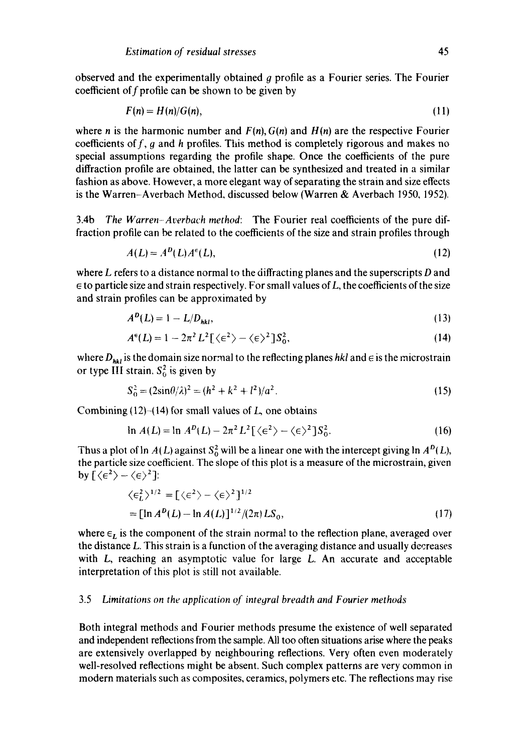observed and the experimentally obtained $g$ profile as a Fourier series. The Fourier coefficient of $f$ profile can be shown to be given by

$$F(n) = H(n)/G(n), \tag{11}$$

where $n$ is the harmonic number and $F(n)$, $G(n)$ and $H(n)$ are the respective Fourier coefficients of $f$, $g$ and $h$ profiles. This method is completely rigorous and makes no special assumptions regarding the profile shape. Once the coefficients of the pure diffraction profile are obtained, the latter can be synthesized and treated in a similar fashion as above. However, a more elegant way of separating the strain and size effects is the Warren–Averbach Method, discussed below (Warren & Averbach 1950, 1952).

3.4b *The Warren–Averbach method*: The Fourier real coefficients of the pure diffraction profile can be related to the coefficients of the size and strain profiles through

$$A(L) = A^{D}(L)A^{\epsilon}(L), \tag{12}$$

where $L$ refers to a distance normal to the diffracting planes and the superscripts $D$ and $\epsilon$ to particle size and strain respectively. For small values of $L$, the coefficients of the size and strain profiles can be approximated by

$$A^{D}(L) = 1 - L/D_{hkl}, \tag{13}$$

$$A^{\epsilon}(L) = 1 - 2\pi^2 L^2[\langle\epsilon^2\rangle - \langle\epsilon\rangle^2]S_0^2, \tag{14}$$

where $D_{hkl}$ is the domain size normal to the reflecting planes $hkl$ and $\epsilon$ is the microstrain or type III strain. $S_0^2$ is given by

$$S_0^2 = (2\sin\theta/\lambda)^2 = (h^2 + k^2 + l^2)/a^2. \tag{15}$$

Combining (12)–(14) for small values of $L$, one obtains

$$\ln A(L) = \ln A^{D}(L) - 2\pi^2 L^2[\langle\epsilon^2\rangle - \langle\epsilon\rangle^2]S_0^2. \tag{16}$$

Thus a plot of $\ln A(L)$ against $S_0^2$ will be a linear one with the intercept giving $\ln A^{D}(L)$, the particle size coefficient. The slope of this plot is a measure of the microstrain, given by $[\langle\epsilon^2\rangle - \langle\epsilon\rangle^2]$:

$$\begin{aligned}\langle\epsilon_L^2\rangle^{1/2} &= [\langle\epsilon^2\rangle - \langle\epsilon\rangle^2]^{1/2} \\ &= [\ln A^{D}(L) - \ln A(L)]^{1/2}/(2\pi)LS_0,\end{aligned} \tag{17}$$

where $\epsilon_L$ is the component of the strain normal to the reflection plane, averaged over the distance $L$. This strain is a function of the averaging distance and usually decreases with $L$, reaching an asymptotic value for large $L$. An accurate and acceptable interpretation of this plot is still not available.

### 3.5 *Limitations on the application of integral breadth and Fourier methods*

Both integral methods and Fourier methods presume the existence of well separated and independent reflections from the sample. All too often situations arise where the peaks are extensively overlapped by neighbouring reflections. Very often even moderately well-resolved reflections might be absent. Such complex patterns are very common in modern materials such as composites, ceramics, polymers etc. The reflections may rise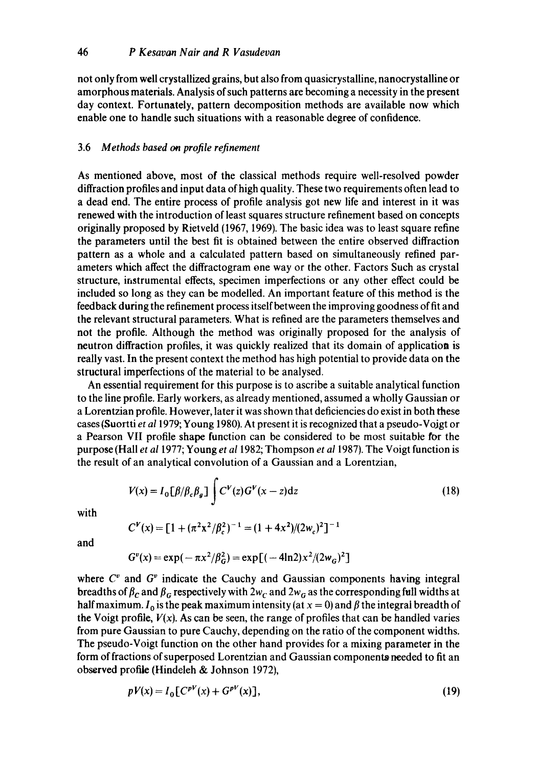not only from well crystallized grains, but also from quasicrystalline, nanocrystalline or amorphous materials. Analysis of such patterns are becoming a necessity in the present day context. Fortunately, pattern decomposition methods are available now which enable one to handle such situations with a reasonable degree of confidence.

### 3.6 *Methods based on profile refinement*

As mentioned above, most of the classical methods require well-resolved powder diffraction profiles and input data of high quality. These two requirements often lead to a dead end. The entire process of profile analysis got new life and interest in it was renewed with the introduction of least squares structure refinement based on concepts originally proposed by Rietveld (1967, 1969). The basic idea was to least square refine the parameters until the best fit is obtained between the entire observed diffraction pattern as a whole and a calculated pattern based on simultaneously refined parameters which affect the diffractogram one way or the other. Factors Such as crystal structure, instrumental effects, specimen imperfections or any other effect could be included so long as they can be modelled. An important feature of this method is the feedback during the refinement process itself between the improving goodness of fit and the relevant structural parameters. What is refined are the parameters themselves and not the profile. Although the method was originally proposed for the analysis of neutron diffraction profiles, it was quickly realized that its domain of application is really vast. In the present context the method has high potential to provide data on the structural imperfections of the material to be analysed.

An essential requirement for this purpose is to ascribe a suitable analytical function to the line profile. Early workers, as already mentioned, assumed a wholly Gaussian or a Lorentzian profile. However, later it was shown that deficiencies do exist in both these cases (Suortti *et al* 1979; Young 1980). At present it is recognized that a pseudo-Voigt or a Pearson VII profile shape function can be considered to be most suitable for the purpose (Hall *et al* 1977; Young *et al* 1982; Thompson *et al* 1987). The Voigt function is the result of an analytical convolution of a Gaussian and a Lorentzian,

$$V(x) = I_0[\beta/\beta_c\beta_g] \int C^V(z)G^V(x-z)\mathrm{d}z \tag{18}$$

with

$$C^V(x) = [1 + (\pi^2 x^2/\beta_c^2)^{-1} = (1 + 4x^2)/(2w_c)^2]^{-1}$$

and

$$G^v(x) = \exp(-\pi x^2/\beta_G^2) = \exp[(-4\ln 2)x^2/(2w_G)^2]$$

where $C^v$ and $G^v$ indicate the Cauchy and Gaussian components having integral breadths of $\beta_C$ and $\beta_G$ respectively with $2w_C$ and $2w_G$ as the corresponding full widths at half maximum. $I_0$ is the peak maximum intensity (at $x = 0$) and $\beta$ the integral breadth of the Voigt profile, $V(x)$. As can be seen, the range of profiles that can be handled varies from pure Gaussian to pure Cauchy, depending on the ratio of the component widths. The pseudo-Voigt function on the other hand provides for a mixing parameter in the form of fractions of superposed Lorentzian and Gaussian components needed to fit an observed profile (Hindeleh & Johnson 1972),

$$pV(x) = I_0[C^{pV}(x) + G^{pV}(x)], \tag{19}$$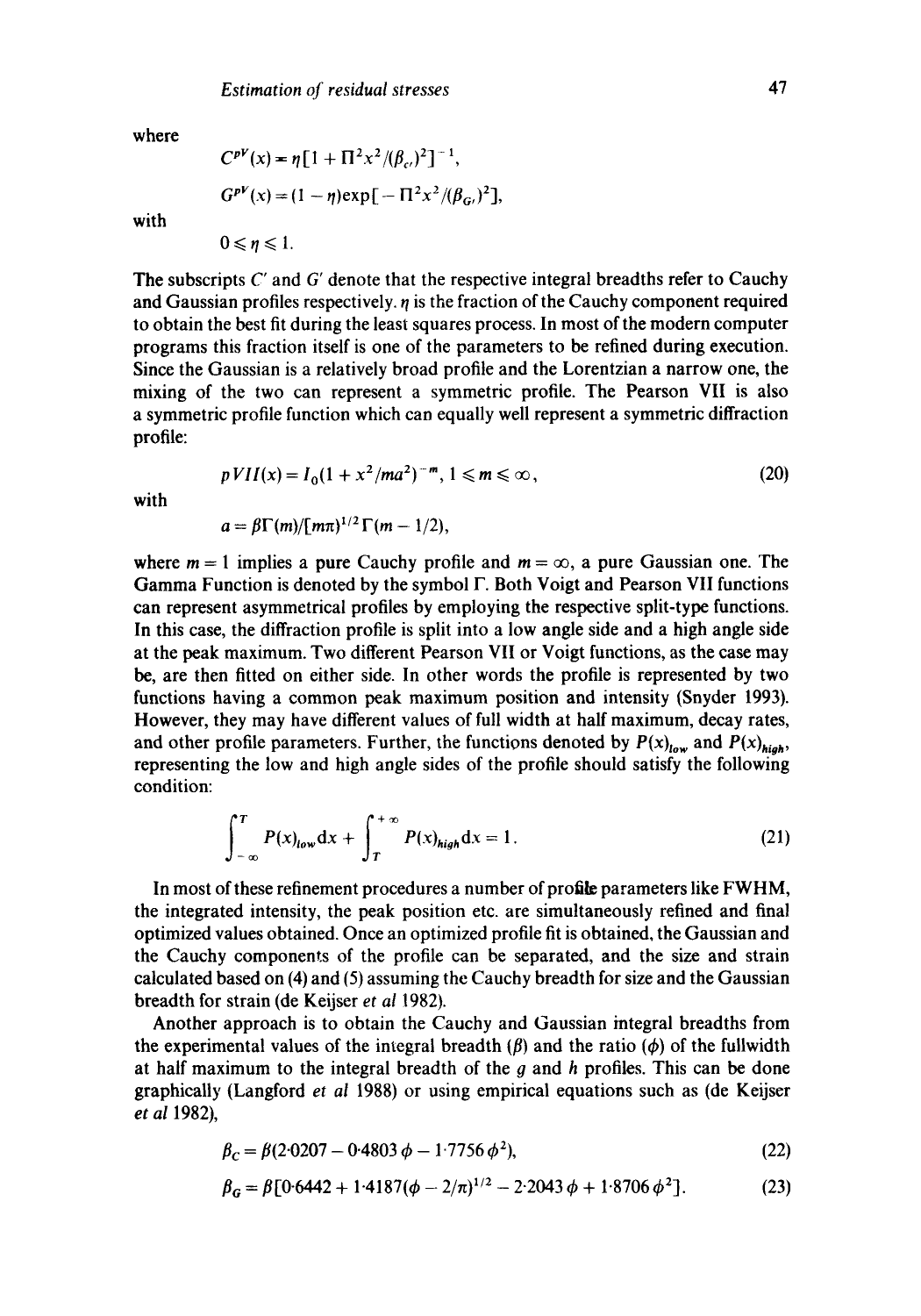where

$$C^{pV}(x) = \eta[1 + \Pi^2 x^2/(\beta_{C'})^2]^{-1},$$

$$G^{pV}(x) = (1 - \eta)\exp[-\Pi^2 x^2/(\beta_{G'})^2],$$

with

$$0 \leqslant \eta \leqslant 1.$$

The subscripts $C'$ and $G'$ denote that the respective integral breadths refer to Cauchy and Gaussian profiles respectively. $\eta$ is the fraction of the Cauchy component required to obtain the best fit during the least squares process. In most of the modern computer programs this fraction itself is one of the parameters to be refined during execution. Since the Gaussian is a relatively broad profile and the Lorentzian a narrow one, the mixing of the two can represent a symmetric profile. The Pearson VII is also a symmetric profile function which can equally well represent a symmetric diffraction profile:

$$pVII(x) = I_0(1 + x^2/ma^2)^{-m},\ 1 \leqslant m \leqslant \infty, \tag{20}$$

with

$$a = \beta\Gamma(m)/[m\pi]^{1/2}\Gamma(m - 1/2),$$

where $m = 1$ implies a pure Cauchy profile and $m = \infty$, a pure Gaussian one. The Gamma Function is denoted by the symbol $\Gamma$. Both Voigt and Pearson VII functions can represent asymmetrical profiles by employing the respective split-type functions. In this case, the diffraction profile is split into a low angle side and a high angle side at the peak maximum. Two different Pearson VII or Voigt functions, as the case may be, are then fitted on either side. In other words the profile is represented by two functions having a common peak maximum position and intensity (Snyder 1993). However, they may have different values of full width at half maximum, decay rates, and other profile parameters. Further, the functions denoted by $P(x)_{low}$ and $P(x)_{high}$, representing the low and high angle sides of the profile should satisfy the following condition:

$$\int_{-\infty}^{T} P(x)_{low}\,dx + \int_{T}^{+\infty} P(x)_{high}\,dx = 1. \tag{21}$$

In most of these refinement procedures a number of profile parameters like FWHM, the integrated intensity, the peak position etc. are simultaneously refined and final optimized values obtained. Once an optimized profile fit is obtained, the Gaussian and the Cauchy components of the profile can be separated, and the size and strain calculated based on (4) and (5) assuming the Cauchy breadth for size and the Gaussian breadth for strain (de Keijser *et al* 1982).

Another approach is to obtain the Cauchy and Gaussian integral breadths from the experimental values of the integral breadth ($\beta$) and the ratio ($\phi$) of the fullwidth at half maximum to the integral breadth of the $g$ and $h$ profiles. This can be done graphically (Langford *et al* 1988) or using empirical equations such as (de Keijser *et al* 1982),

$$\beta_C = \beta(2{\cdot}0207 - 0{\cdot}4803\,\phi - 1{\cdot}7756\,\phi^2), \tag{22}$$

$$\beta_G = \beta[0{\cdot}6442 + 1{\cdot}4187(\phi - 2/\pi)^{1/2} - 2{\cdot}2043\,\phi + 1{\cdot}8706\,\phi^2]. \tag{23}$$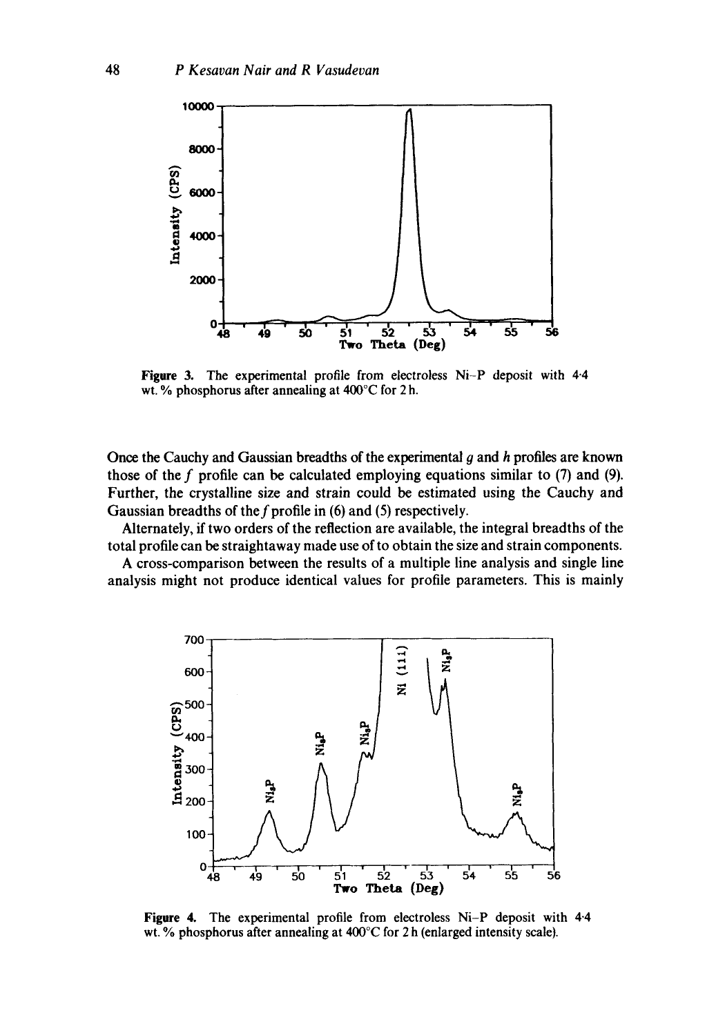Figure 3. The experimental profile from electroless Ni–P deposit with 4·4 wt. % phosphorus after annealing at 400°C for 2 h.

Once the Cauchy and Gaussian breadths of the experimental $g$ and $h$ profiles are known those of the $f$ profile can be calculated employing equations similar to (7) and (9). Further, the crystalline size and strain could be estimated using the Cauchy and Gaussian breadths of the $f$ profile in (6) and (5) respectively.

Alternately, if two orders of the reflection are available, the integral breadths of the total profile can be straightaway made use of to obtain the size and strain components.

A cross-comparison between the results of a multiple line analysis and single line analysis might not produce identical values for profile parameters. This is mainly

Figure 4. The experimental profile from electroless Ni–P deposit with 4·4 wt. % phosphorus after annealing at 400°C for 2 h (enlarged intensity scale).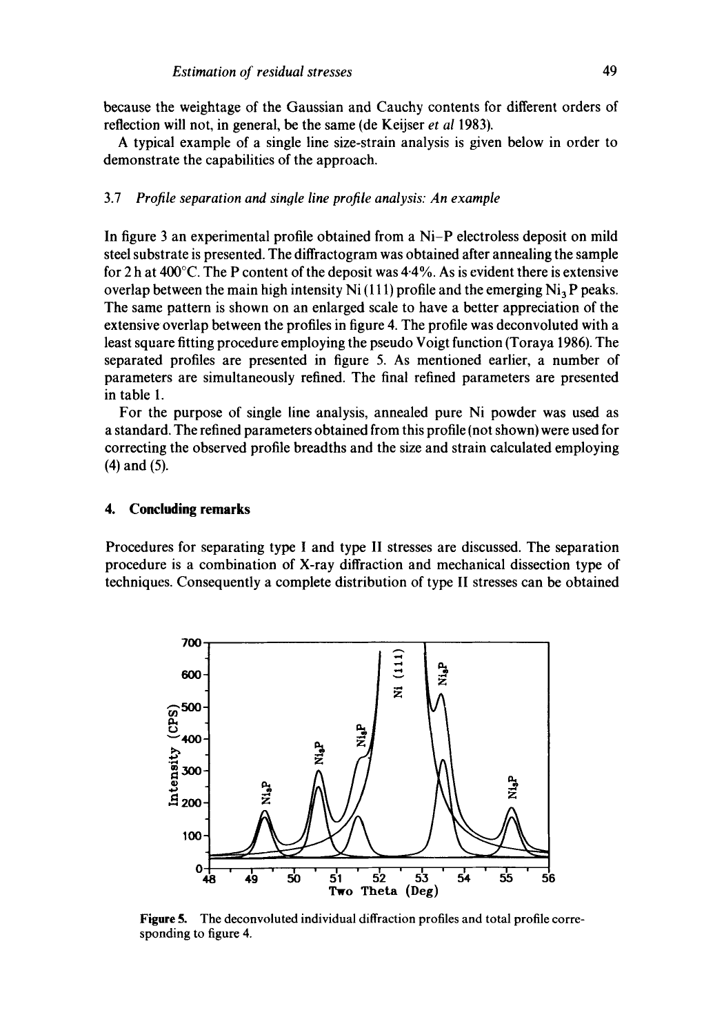because the weightage of the Gaussian and Cauchy contents for different orders of reflection will not, in general, be the same (de Keijser *et al* 1983).

A typical example of a single line size-strain analysis is given below in order to demonstrate the capabilities of the approach.

### 3.7 *Profile separation and single line profile analysis: An example*

In figure 3 an experimental profile obtained from a Ni–P electroless deposit on mild steel substrate is presented. The diffractogram was obtained after annealing the sample for 2 h at 400°C. The P content of the deposit was 4·4%. As is evident there is extensive overlap between the main high intensity Ni (111) profile and the emerging $Ni_3P$ peaks. The same pattern is shown on an enlarged scale to have a better appreciation of the extensive overlap between the profiles in figure 4. The profile was deconvoluted with a least square fitting procedure employing the pseudo Voigt function (Toraya 1986). The separated profiles are presented in figure 5. As mentioned earlier, a number of parameters are simultaneously refined. The final refined parameters are presented in table 1.

For the purpose of single line analysis, annealed pure Ni powder was used as a standard. The refined parameters obtained from this profile (not shown) were used for correcting the observed profile breadths and the size and strain calculated employing (4) and (5).

## 4. Concluding remarks

Procedures for separating type I and type II stresses are discussed. The separation procedure is a combination of X-ray diffraction and mechanical dissection type of techniques. Consequently a complete distribution of type II stresses can be obtained

**Figure 5.** The deconvoluted individual diffraction profiles and total profile corresponding to figure 4.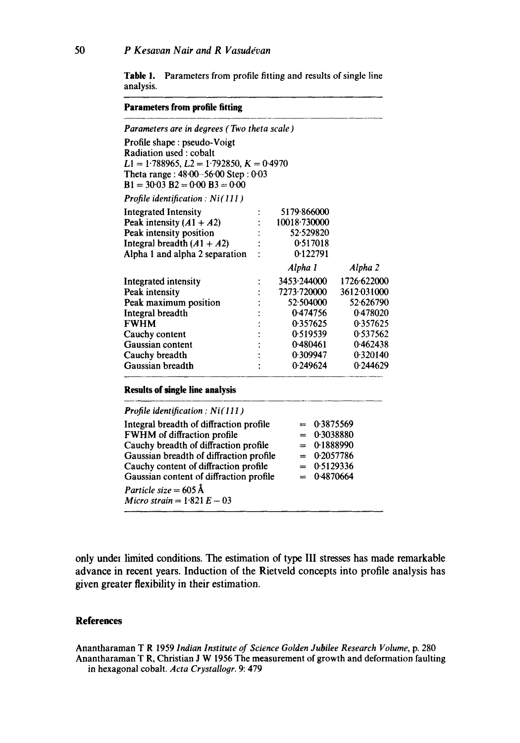**Table 1.** Parameters from profile fitting and results of single line analysis.

**Parameters from profile fitting**

*Parameters are in degrees (Two theta scale)*

Profile shape : pseudo-Voigt
Radiation used : cobalt
$L1 = 1{\cdot}788965$, $L2 = 1{\cdot}792850$, $K = 0{\cdot}4970$
Theta range : 48·00–56·00 Step : 0·03
B1 = 30·03 B2 = 0·00 B3 = 0·00

*Profile identification : Ni(111)*

| | | | |
|---|---|---|---|
| Integrated Intensity | : | 5179·866000 | |
| Peak intensity ($A1 + A2$) | : | 10018·730000 | |
| Peak intensity position | : | 52·529820 | |
| Integral breadth ($A1 + A2$) | : | 0·517018 | |
| Alpha 1 and alpha 2 separation | : | 0·122791 | |
| | | *Alpha 1* | *Alpha 2* |
| Integrated intensity | : | 3453·244000 | 1726·622000 |
| Peak intensity | : | 7273·720000 | 3612·031000 |
| Peak maximum position | : | 52·504000 | 52·626790 |
| Integral breadth | : | 0·474756 | 0·478020 |
| FWHM | : | 0·357625 | 0·357625 |
| Cauchy content | : | 0·519539 | 0·537562 |
| Gaussian content | : | 0·480461 | 0·462438 |
| Cauchy breadth | : | 0·309947 | 0·320140 |
| Gaussian breadth | : | 0·249624 | 0·244629 |

**Results of single line analysis**

*Profile identification : Ni(111)*

| | | |
|---|---|---|
| Integral breadth of diffraction profile | = | 0·3875569 |
| FWHM of diffraction profile | = | 0·3038880 |
| Cauchy breadth of diffraction profile | = | 0·1888990 |
| Gaussian breadth of diffraction profile | = | 0·2057786 |
| Cauchy content of diffraction profile | = | 0·5129336 |
| Gaussian content of diffraction profile | = | 0·4870664 |

*Particle size* = 605 Å
*Micro strain* = $1{\cdot}821\ E-03$

only under limited conditions. The estimation of type III stresses has made remarkable advance in recent years. Induction of the Rietveld concepts into profile analysis has given greater flexibility in their estimation.

## References

Anantharaman T R 1959 *Indian Institute of Science Golden Jubilee Research Volume*, p. 280

Anantharaman T R, Christian J W 1956 The measurement of growth and deformation faulting in hexagonal cobalt. *Acta Crystallogr.* 9: 479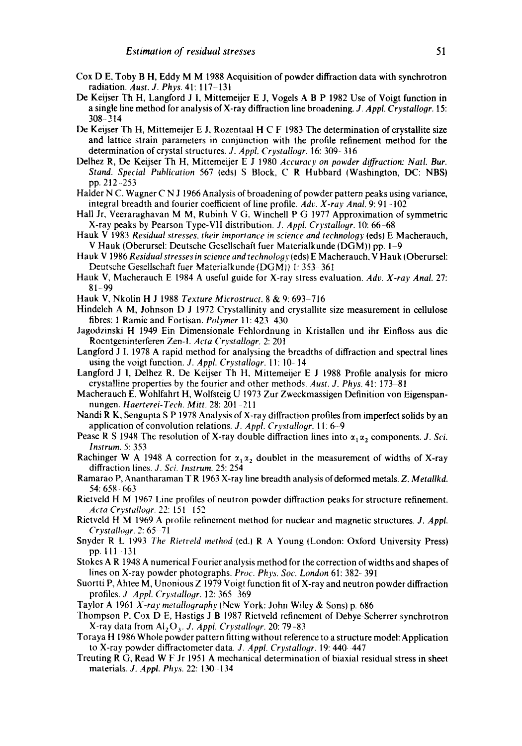Cox D E, Toby B H, Eddy M M 1988 Acquisition of powder diffraction data with synchrotron radiation. *Aust. J. Phys.* 41: 117–131

De Keijser Th H, Langford J I, Mittemeijer E J, Vogels A B P 1982 Use of Voigt function in a single line method for analysis of X-ray diffraction line broadening. *J. Appl. Crystallogr.* 15: 308–314

De Keijser Th H, Mittemeijer E J, Rozentaal H C F 1983 The determination of crystallite size and lattice strain parameters in conjunction with the profile refinement method for the determination of crystal structures. *J. Appl. Crystallogr.* 16: 309–316

Delhez R, De Keijser Th H, Mittemeijer E J 1980 *Accuracy on powder diffraction: Natl. Bur. Stand. Special Publication* 567 (eds) S Block, C R Hubbard (Washington, DC: NBS) pp. 212–253

Halder N C, Wagner C N J 1966 Analysis of broadening of powder pattern peaks using variance, integral breadth and fourier coefficient of line profile. *Adv. X-ray Anal.* 9: 91–102

Hall Jr, Veeraraghavan M M, Rubinh V G, Winchell P G 1977 Approximation of symmetric X-ray peaks by Pearson Type-VII distribution. *J. Appl. Crystallogr.* 10: 66–68

Hauk V 1983 *Residual stresses, their importance in science and technology* (eds) E Macherauch, V Hauk (Oberursel: Deutsche Gesellschaft fuer Materialkunde (DGM)) pp. 1–9

Hauk V 1986 *Residual stresses in science and technology* (eds) E Macherauch, V Hauk (Oberursel: Deutsche Gesellschaft fuer Materialkunde (DGM)) 1: 353–361

Hauk V, Macherauch E 1984 A useful guide for X-ray stress evaluation. *Adv. X-ray Anal.* 27: 81–99

Hauk V, Nkolin H J 1988 *Texture Microstruct.* 8 & 9: 693–716

Hindeleh A M, Johnson D J 1972 Crystallinity and crystallite size measurement in cellulose fibres: 1 Ramie and Fortisan. *Polymer* 11: 423–430

Jagodzinski H 1949 Ein Dimensionale Fehlordnung in Kristallen und ihr Einfloss aus die Roentgeninterferen Zen-I. *Acta Crystallogr.* 2: 201

Langford J I, 1978 A rapid method for analysing the breadths of diffraction and spectral lines using the voigt function. *J. Appl. Crystallogr.* 11: 10–14

Langford J I, Delhez R, De Keijser Th H, Mittemeijer E J 1988 Profile analysis for micro crystalline properties by the fourier and other methods. *Aust. J. Phys.* 41: 173–81

Macherauch E, Wohlfahrt H, Wolfsteig U 1973 Zur Zweckmassigen Definition von Eigenspannungen. *Haerterei-Tech. Mitt.* 28: 201–211

Nandi R K, Sengupta S P 1978 Analysis of X-ray diffraction profiles from imperfect solids by an application of convolution relations. *J. Appl. Crystallogr.* 11: 6–9

Pease R S 1948 The resolution of X-ray double diffraction lines into $\alpha_1 \alpha_2$ components. *J. Sci. Instrum.* 5: 353

Rachinger W A 1948 A correction for $\alpha_1 \alpha_2$ doublet in the measurement of widths of X-ray diffraction lines. *J. Sci. Instrum.* 25: 254

Ramarao P, Anantharaman T R 1963 X-ray line breadth analysis of deformed metals. *Z. Metallkd.* 54: 658–663

Rietveld H M 1967 Line profiles of neutron powder diffraction peaks for structure refinement. *Acta Crystallogr.* 22: 151–152

Rietveld H M 1969 A profile refinement method for nuclear and magnetic structures. *J. Appl. Crystallogr.* 2: 65–71

Snyder R L 1993 *The Rietveld method* (ed.) R A Young (London: Oxford University Press) pp. 111–131

Stokes A R 1948 A numerical Fourier analysis method for the correction of widths and shapes of lines on X-ray powder photographs. *Proc. Phys. Soc. London* 61: 382–391

Suortti P, Ahtee M, Unonious Z 1979 Voigt function fit of X-ray and neutron powder diffraction profiles. *J. Appl. Crystallogr.* 12: 365–369

Taylor A 1961 *X-ray metallography* (New York: John Wiley & Sons) p. 686

Thompson P, Cox D E, Hastigs J B 1987 Rietveld refinement of Debye-Scherrer synchrotron X-ray data from $Al_2O_3$. *J. Appl. Crystallogr.* 20: 79–83

Toraya H 1986 Whole powder pattern fitting without reference to a structure model: Application to X-ray powder diffractometer data. *J. Appl. Crystallogr.* 19: 440–447

Treuting R G, Read W F Jr 1951 A mechanical determination of biaxial residual stress in sheet materials. *J. Appl. Phys.* 22: 130–134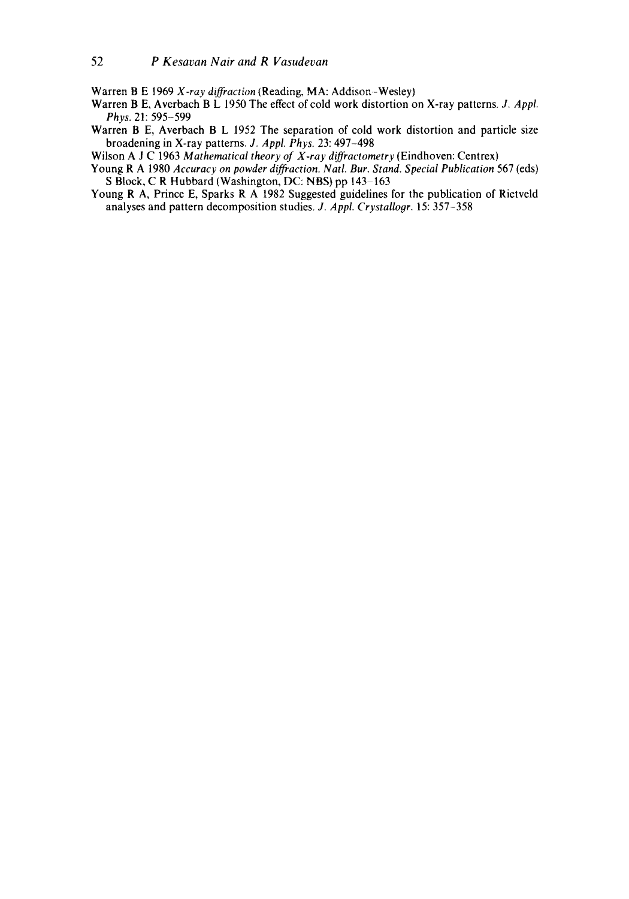Warren B E 1969 *X-ray diffraction* (Reading, MA: Addison–Wesley)

Warren B E, Averbach B L 1950 The effect of cold work distortion on X-ray patterns. *J. Appl. Phys.* 21: 595–599

Warren B E, Averbach B L 1952 The separation of cold work distortion and particle size broadening in X-ray patterns. *J. Appl. Phys.* 23: 497–498

Wilson A J C 1963 *Mathematical theory of X-ray diffractometry* (Eindhoven: Centrex)

Young R A 1980 *Accuracy on powder diffraction. Natl. Bur. Stand. Special Publication* 567 (eds) S Block, C R Hubbard (Washington, DC: NBS) pp 143–163

Young R A, Prince E, Sparks R A 1982 Suggested guidelines for the publication of Rietveld analyses and pattern decomposition studies. *J. Appl. Crystallogr.* 15: 357–358